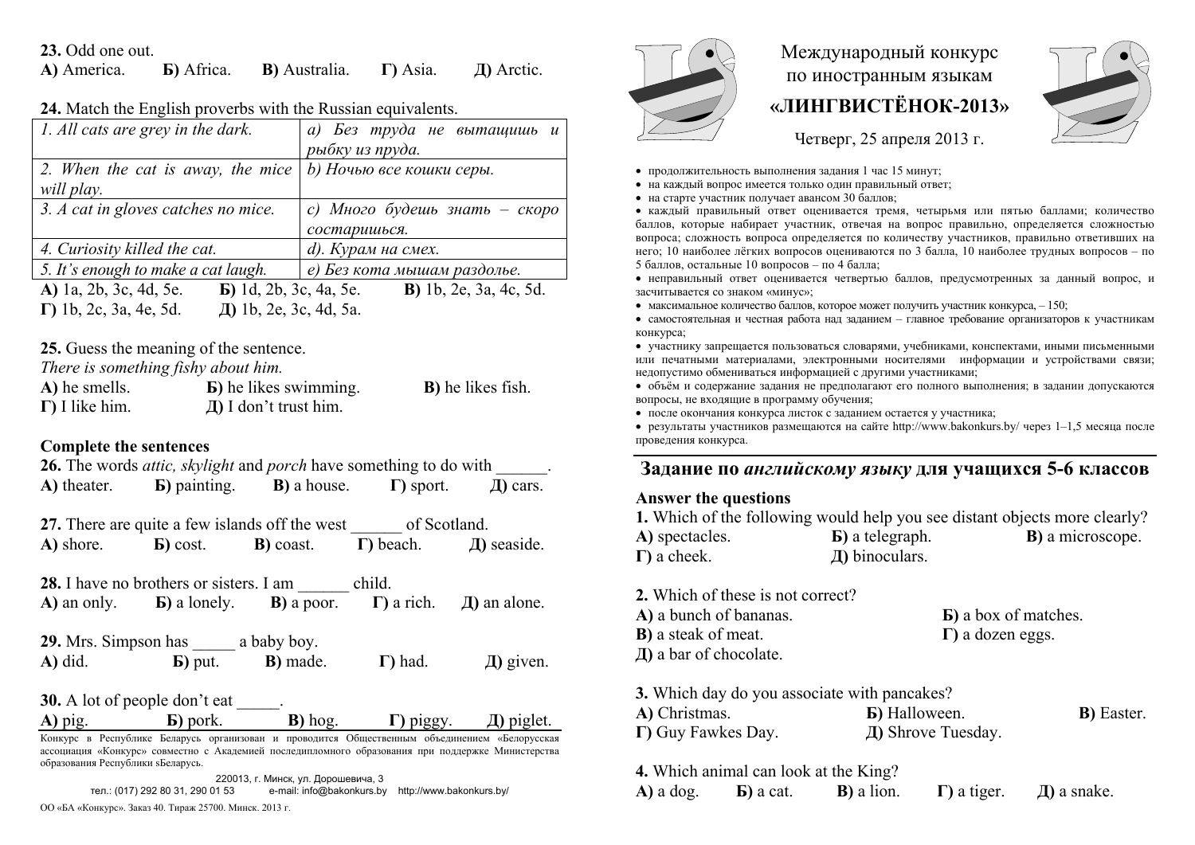**23.** Odd one out.

**А)** America. **Б)** Africa. **В)** Australia. **Г)** Asia. **Д)** Arctic.

**24.** Match the English proverbs with the Russian equivalents.

| | |
|---|---|
| *1. All cats are grey in the dark.* | *a) Без труда не вытащишь и рыбку из пруда.* |
| *2. When the cat is away, the mice will play.* | *b) Ночью все кошки серы.* |
| *3. A cat in gloves catches no mice.* | *c) Много будешь знать – скоро состаришься.* |
| *4. Curiosity killed the cat.* | *d). Курам на смех.* |
| *5. It's enough to make a cat laugh.* | *e) Без кота мышам раздолье.* |

**А)** 1a, 2b, 3c, 4d, 5e. **Б)** 1d, 2b, 3c, 4a, 5e. **В)** 1b, 2e, 3a, 4c, 5d.

**Г)** 1b, 2c, 3a, 4e, 5d. **Д)** 1b, 2e, 3c, 4d, 5a.

**25.** Guess the meaning of the sentence.

*There is something fishy about him.*

**А)** he smells. **Б)** he likes swimming. **В)** he likes fish.

**Г)** I like him. **Д)** I don't trust him.

**Complete the sentences**

**26.** The words *attic, skylight* and *porch* have something to do with ______.

**А)** theater. **Б)** painting. **В)** a house. **Г)** sport. **Д)** cars.

**27.** There are quite a few islands off the west ______ of Scotland.

**А)** shore. **Б)** cost. **В)** coast. **Г)** beach. **Д)** seaside.

**28.** I have no brothers or sisters. I am ______ child.

**А)** an only. **Б)** a lonely. **В)** a poor. **Г)** a rich. **Д)** an alone.

**29.** Mrs. Simpson has _____ a baby boy.

**А)** did. **Б)** put. **В)** made. **Г)** had. **Д)** given.

**30.** A lot of people don't eat _____.

**А)** pig. **Б)** pork. **В)** hog. **Г)** piggy. **Д)** piglet.

Конкурс в Республике Беларусь организован и проводится Общественным объединением «Белорусская ассоциация «Конкурс» совместно с Академией последипломного образования при поддержке Министерства образования Республики sБеларусь.

220013, г. Минск, ул. Дорошевича, 3

тел.: (017) 292 80 31, 290 01 53 e-mail: info@bakonkurs.by http://www.bakonkurs.by/

ОО «БА «Конкурс». Заказ 40. Тираж 25700. Минск. 2013 г.

# Международный конкурс по иностранным языкам «ЛИНГВИСТЁНОК-2013»

Четверг, 25 апреля 2013 г.

- продолжительность выполнения задания 1 час 15 минут;
- на каждый вопрос имеется только один правильный ответ;
- на старте участник получает авансом 30 баллов;
- каждый правильный ответ оценивается тремя, четырьмя или пятью баллами; количество баллов, которые набирает участник, отвечая на вопрос правильно, определяется сложностью вопроса; сложность вопроса определяется по количеству участников, правильно ответивших на него; 10 наиболее лёгких вопросов оцениваются по 3 балла, 10 наиболее трудных вопросов – по 5 баллов, остальные 10 вопросов – по 4 балла;
- неправильный ответ оценивается четвертью баллов, предусмотренных за данный вопрос, и засчитывается со знаком «минус»;
- максимальное количество баллов, которое может получить участник конкурса, – 150;
- самостоятельная и честная работа над заданием – главное требование организаторов к участникам конкурса;
- участнику запрещается пользоваться словарями, учебниками, конспектами, иными письменными или печатными материалами, электронными носителями информации и устройствами связи; недопустимо обмениваться информацией с другими участниками;
- объём и содержание задания не предполагают его полного выполнения; в задании допускаются вопросы, не входящие в программу обучения;
- после окончания конкурса листок с заданием остается у участника;
- результаты участников размещаются на сайте http://www.bakonkurs.by/ через 1–1,5 месяца после проведения конкурса.

## Задание по *английскому языку* для учащихся 5-6 классов

**Answer the questions**

**1.** Which of the following would help you see distant objects more clearly?

**А)** spectacles. **Б)** a telegraph. **В)** a microscope.

**Г)** a cheek. **Д)** binoculars.

**2.** Which of these is not correct?

**А)** a bunch of bananas. **Б)** a box of matches.

**В)** a steak of meat. **Г)** a dozen eggs.

**Д)** a bar of chocolate.

**3.** Which day do you associate with pancakes?

**А)** Christmas. **Б)** Halloween. **В)** Easter.

**Г)** Guy Fawkes Day. **Д)** Shrove Tuesday.

**4.** Which animal can look at the King?

**А)** a dog. **Б)** a cat. **В)** a lion. **Г)** a tiger. **Д)** a snake.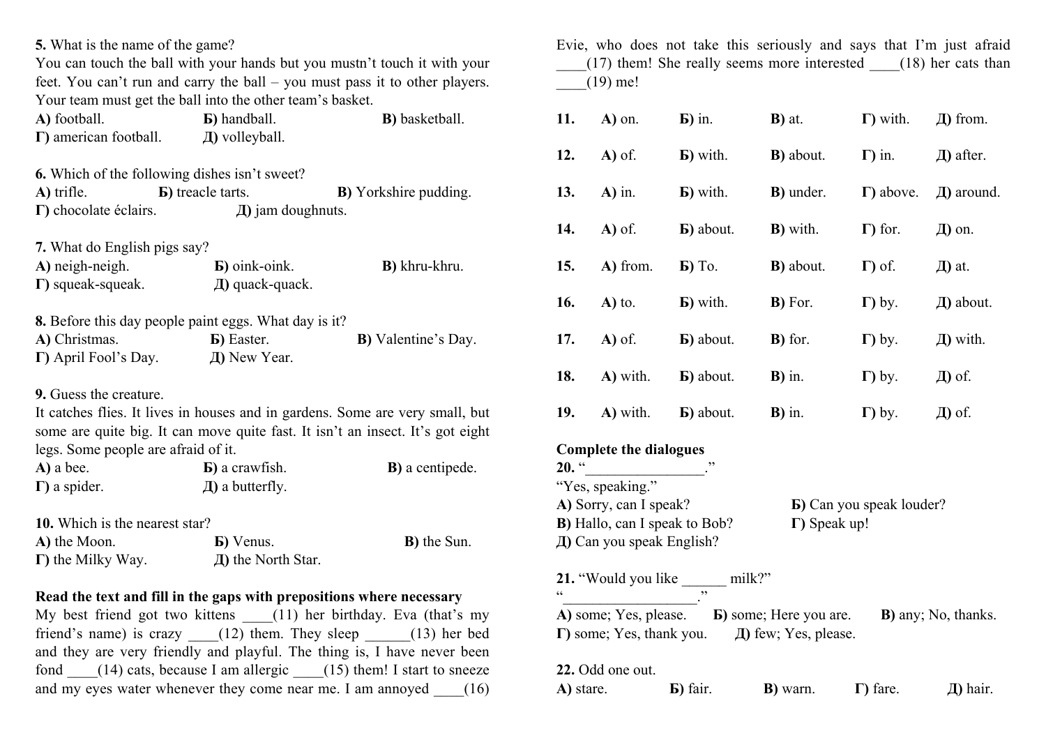**5.** What is the name of the game?
You can touch the ball with your hands but you mustn't touch it with your feet. You can't run and carry the ball – you must pass it to other players. Your team must get the ball into the other team's basket.
**А)** football. **Б)** handball. **В)** basketball.
**Г)** american football. **Д)** volleyball.

**6.** Which of the following dishes isn't sweet?
**А)** trifle. **Б)** treacle tarts. **В)** Yorkshire pudding.
**Г)** chocolate éclairs. **Д)** jam doughnuts.

**7.** What do English pigs say?
**А)** neigh-neigh. **Б)** oink-oink. **В)** khru-khru.
**Г)** squeak-squeak. **Д)** quack-quack.

**8.** Before this day people paint eggs. What day is it?
**А)** Christmas. **Б)** Easter. **В)** Valentine's Day.
**Г)** April Fool's Day. **Д)** New Year.

**9.** Guess the creature.
It catches flies. It lives in houses and in gardens. Some are very small, but some are quite big. It can move quite fast. It isn't an insect. It's got eight legs. Some people are afraid of it.
**А)** a bee. **Б)** a crawfish. **В)** a centipede.
**Г)** a spider. **Д)** a butterfly.

**10.** Which is the nearest star?
**А)** the Moon. **Б)** Venus. **В)** the Sun.
**Г)** the Milky Way. **Д)** the North Star.

**Read the text and fill in the gaps with prepositions where necessary**

My best friend got two kittens ____(11) her birthday. Eva (that's my friend's name) is crazy ____(12) them. They sleep ______(13) her bed and they are very friendly and playful. The thing is, I have never been fond ____(14) cats, because I am allergic ____(15) them! I start to sneeze and my eyes water whenever they come near me. I am annoyed ____(16) Evie, who does not take this seriously and says that I'm just afraid ____(17) them! She really seems more interested ____(18) her cats than ____(19) me!

| | | | | | |
|---|---|---|---|---|---|
| **11.** | **А)** on. | **Б)** in. | **В)** at. | **Г)** with. | **Д)** from. |
| **12.** | **А)** of. | **Б)** with. | **В)** about. | **Г)** in. | **Д)** after. |
| **13.** | **А)** in. | **Б)** with. | **В)** under. | **Г)** above. | **Д)** around. |
| **14.** | **А)** of. | **Б)** about. | **В)** with. | **Г)** for. | **Д)** on. |
| **15.** | **А)** from. | **Б)** To. | **В)** about. | **Г)** of. | **Д)** at. |
| **16.** | **А)** to. | **Б)** with. | **В)** For. | **Г)** by. | **Д)** about. |
| **17.** | **А)** of. | **Б)** about. | **В)** for. | **Г)** by. | **Д)** with. |
| **18.** | **А)** with. | **Б)** about. | **В)** in. | **Г)** by. | **Д)** of. |
| **19.** | **А)** with. | **Б)** about. | **В)** in. | **Г)** by. | **Д)** of. |

**Complete the dialogues**

**20.** "________________."
"Yes, speaking."
**А)** Sorry, can I speak? **Б)** Can you speak louder?
**В)** Hallo, can I speak to Bob? **Г)** Speak up!
**Д)** Can you speak English?

**21.** "Would you like ______ milk?"
"__________________."
**А)** some; Yes, please. **Б)** some; Here you are. **В)** any; No, thanks.
**Г)** some; Yes, thank you. **Д)** few; Yes, please.

**22.** Odd one out.
**А)** stare. **Б)** fair. **В)** warn. **Г)** fare. **Д)** hair.